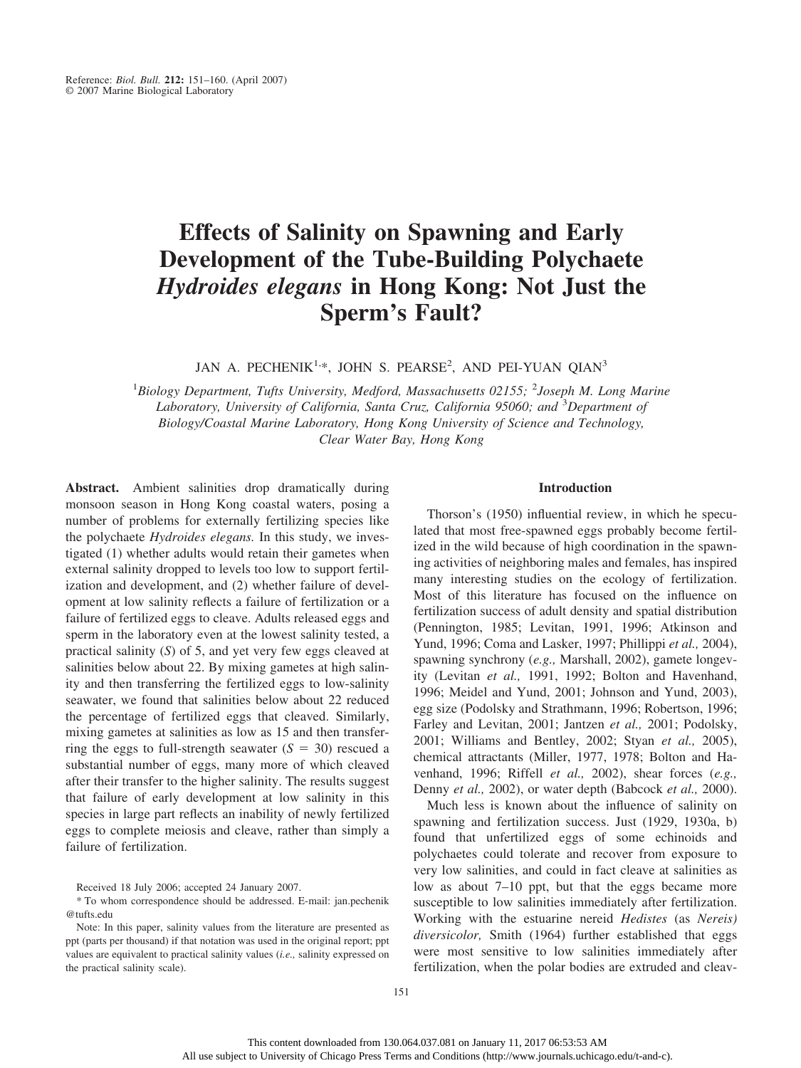Reference: *Biol. Bull.* **212:** 151–160. (April 2007)
© 2007 Marine Biological Laboratory

# Effects of Salinity on Spawning and Early Development of the Tube-Building Polychaete *Hydroides elegans* in Hong Kong: Not Just the Sperm's Fault?

JAN A. PECHENIK[1,*], JOHN S. PEARSE[2], AND PEI-YUAN QIAN[3]

[1]*Biology Department, Tufts University, Medford, Massachusetts 02155;* [2]*Joseph M. Long Marine Laboratory, University of California, Santa Cruz, California 95060; and* [3]*Department of Biology/Coastal Marine Laboratory, Hong Kong University of Science and Technology, Clear Water Bay, Hong Kong*

**Abstract.** Ambient salinities drop dramatically during monsoon season in Hong Kong coastal waters, posing a number of problems for externally fertilizing species like the polychaete *Hydroides elegans.* In this study, we investigated (1) whether adults would retain their gametes when external salinity dropped to levels too low to support fertilization and development, and (2) whether failure of development at low salinity reflects a failure of fertilization or a failure of fertilized eggs to cleave. Adults released eggs and sperm in the laboratory even at the lowest salinity tested, a practical salinity ($S$) of 5, and yet very few eggs cleaved at salinities below about 22. By mixing gametes at high salinity and then transferring the fertilized eggs to low-salinity seawater, we found that salinities below about 22 reduced the percentage of fertilized eggs that cleaved. Similarly, mixing gametes at salinities as low as 15 and then transferring the eggs to full-strength seawater ($S$ = 30) rescued a substantial number of eggs, many more of which cleaved after their transfer to the higher salinity. The results suggest that failure of early development at low salinity in this species in large part reflects an inability of newly fertilized eggs to complete meiosis and cleave, rather than simply a failure of fertilization.

Received 18 July 2006; accepted 24 January 2007.

\* To whom correspondence should be addressed. E-mail: jan.pechenik@tufts.edu

Note: In this paper, salinity values from the literature are presented as ppt (parts per thousand) if that notation was used in the original report; ppt values are equivalent to practical salinity values (*i.e.,* salinity expressed on the practical salinity scale).

## Introduction

Thorson's (1950) influential review, in which he speculated that most free-spawned eggs probably become fertilized in the wild because of high coordination in the spawning activities of neighboring males and females, has inspired many interesting studies on the ecology of fertilization. Most of this literature has focused on the influence on fertilization success of adult density and spatial distribution (Pennington, 1985; Levitan, 1991, 1996; Atkinson and Yund, 1996; Coma and Lasker, 1997; Phillippi *et al.,* 2004), spawning synchrony (*e.g.,* Marshall, 2002), gamete longevity (Levitan *et al.,* 1991, 1992; Bolton and Havenhand, 1996; Meidel and Yund, 2001; Johnson and Yund, 2003), egg size (Podolsky and Strathmann, 1996; Robertson, 1996; Farley and Levitan, 2001; Jantzen *et al.,* 2001; Podolsky, 2001; Williams and Bentley, 2002; Styan *et al.,* 2005), chemical attractants (Miller, 1977, 1978; Bolton and Havenhand, 1996; Riffell *et al.,* 2002), shear forces (*e.g.,* Denny *et al.,* 2002), or water depth (Babcock *et al.,* 2000).

Much less is known about the influence of salinity on spawning and fertilization success. Just (1929, 1930a, b) found that unfertilized eggs of some echinoids and polychaetes could tolerate and recover from exposure to very low salinities, and could in fact cleave at salinities as low as about 7–10 ppt, but that the eggs became more susceptible to low salinities immediately after fertilization. Working with the estuarine nereid *Hedistes* (as *Nereis) diversicolor,* Smith (1964) further established that eggs were most sensitive to low salinities immediately after fertilization, when the polar bodies are extruded and cleav-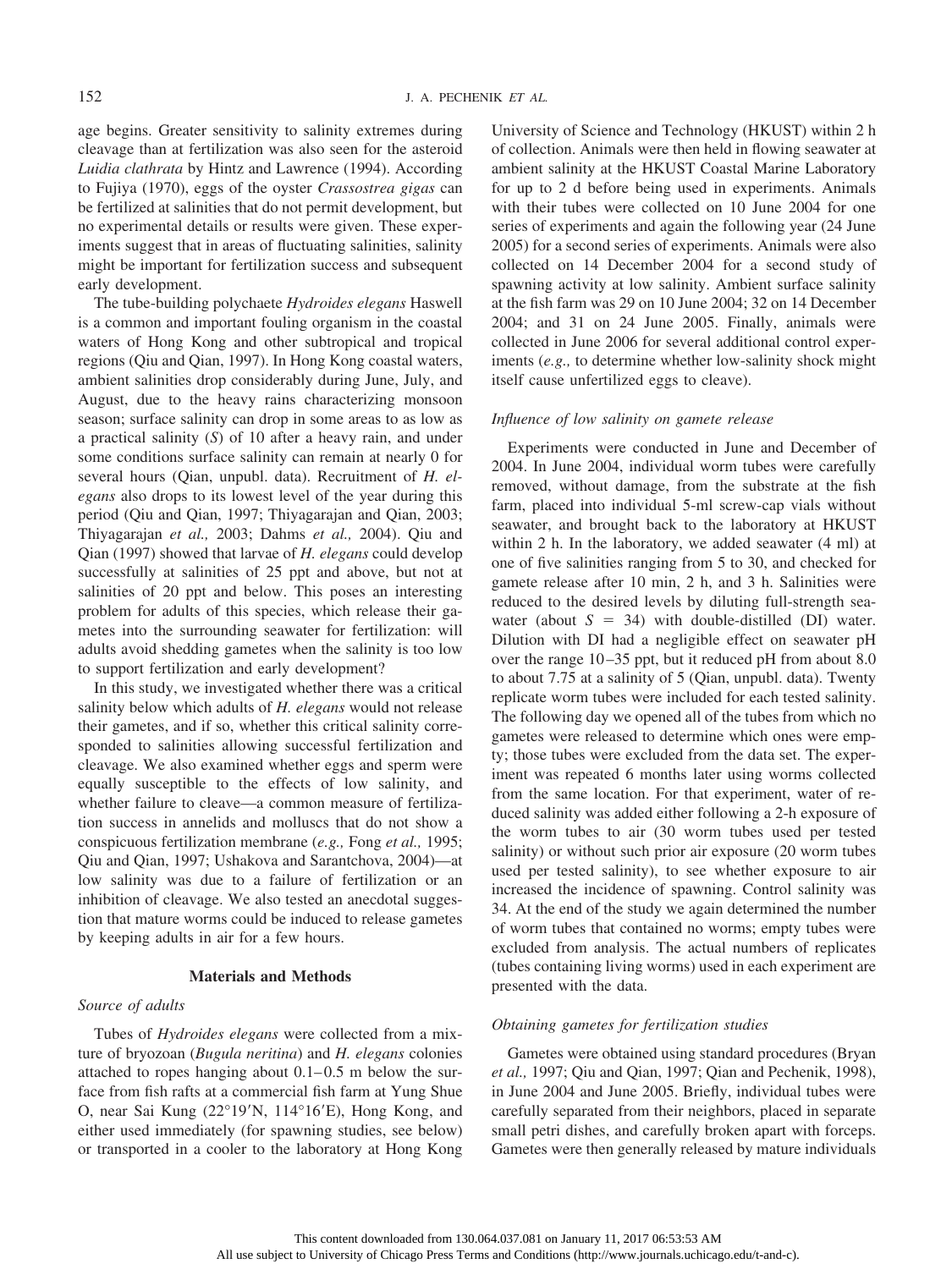age begins. Greater sensitivity to salinity extremes during cleavage than at fertilization was also seen for the asteroid *Luidia clathrata* by Hintz and Lawrence (1994). According to Fujiya (1970), eggs of the oyster *Crassostrea gigas* can be fertilized at salinities that do not permit development, but no experimental details or results were given. These experiments suggest that in areas of fluctuating salinities, salinity might be important for fertilization success and subsequent early development.

The tube-building polychaete *Hydroides elegans* Haswell is a common and important fouling organism in the coastal waters of Hong Kong and other subtropical and tropical regions (Qiu and Qian, 1997). In Hong Kong coastal waters, ambient salinities drop considerably during June, July, and August, due to the heavy rains characterizing monsoon season; surface salinity can drop in some areas to as low as a practical salinity (*S*) of 10 after a heavy rain, and under some conditions surface salinity can remain at nearly 0 for several hours (Qian, unpubl. data). Recruitment of *H. elegans* also drops to its lowest level of the year during this period (Qiu and Qian, 1997; Thiyagarajan and Qian, 2003; Thiyagarajan *et al.,* 2003; Dahms *et al.,* 2004). Qiu and Qian (1997) showed that larvae of *H. elegans* could develop successfully at salinities of 25 ppt and above, but not at salinities of 20 ppt and below. This poses an interesting problem for adults of this species, which release their gametes into the surrounding seawater for fertilization: will adults avoid shedding gametes when the salinity is too low to support fertilization and early development?

In this study, we investigated whether there was a critical salinity below which adults of *H. elegans* would not release their gametes, and if so, whether this critical salinity corresponded to salinities allowing successful fertilization and cleavage. We also examined whether eggs and sperm were equally susceptible to the effects of low salinity, and whether failure to cleave—a common measure of fertilization success in annelids and molluscs that do not show a conspicuous fertilization membrane (*e.g.,* Fong *et al.,* 1995; Qiu and Qian, 1997; Ushakova and Sarantchova, 2004)—at low salinity was due to a failure of fertilization or an inhibition of cleavage. We also tested an anecdotal suggestion that mature worms could be induced to release gametes by keeping adults in air for a few hours.

## Materials and Methods

### *Source of adults*

Tubes of *Hydroides elegans* were collected from a mixture of bryozoan (*Bugula neritina*) and *H. elegans* colonies attached to ropes hanging about 0.1–0.5 m below the surface from fish rafts at a commercial fish farm at Yung Shue O, near Sai Kung (22°19′N, 114°16′E), Hong Kong, and either used immediately (for spawning studies, see below) or transported in a cooler to the laboratory at Hong Kong University of Science and Technology (HKUST) within 2 h of collection. Animals were then held in flowing seawater at ambient salinity at the HKUST Coastal Marine Laboratory for up to 2 d before being used in experiments. Animals with their tubes were collected on 10 June 2004 for one series of experiments and again the following year (24 June 2005) for a second series of experiments. Animals were also collected on 14 December 2004 for a second study of spawning activity at low salinity. Ambient surface salinity at the fish farm was 29 on 10 June 2004; 32 on 14 December 2004; and 31 on 24 June 2005. Finally, animals were collected in June 2006 for several additional control experiments (*e.g.,* to determine whether low-salinity shock might itself cause unfertilized eggs to cleave).

### *Influence of low salinity on gamete release*

Experiments were conducted in June and December of 2004. In June 2004, individual worm tubes were carefully removed, without damage, from the substrate at the fish farm, placed into individual 5-ml screw-cap vials without seawater, and brought back to the laboratory at HKUST within 2 h. In the laboratory, we added seawater (4 ml) at one of five salinities ranging from 5 to 30, and checked for gamete release after 10 min, 2 h, and 3 h. Salinities were reduced to the desired levels by diluting full-strength seawater (about $S = 34$) with double-distilled (DI) water. Dilution with DI had a negligible effect on seawater pH over the range 10–35 ppt, but it reduced pH from about 8.0 to about 7.75 at a salinity of 5 (Qian, unpubl. data). Twenty replicate worm tubes were included for each tested salinity. The following day we opened all of the tubes from which no gametes were released to determine which ones were empty; those tubes were excluded from the data set. The experiment was repeated 6 months later using worms collected from the same location. For that experiment, water of reduced salinity was added either following a 2-h exposure of the worm tubes to air (30 worm tubes used per tested salinity) or without such prior air exposure (20 worm tubes used per tested salinity), to see whether exposure to air increased the incidence of spawning. Control salinity was 34. At the end of the study we again determined the number of worm tubes that contained no worms; empty tubes were excluded from analysis. The actual numbers of replicates (tubes containing living worms) used in each experiment are presented with the data.

### *Obtaining gametes for fertilization studies*

Gametes were obtained using standard procedures (Bryan *et al.,* 1997; Qiu and Qian, 1997; Qian and Pechenik, 1998), in June 2004 and June 2005. Briefly, individual tubes were carefully separated from their neighbors, placed in separate small petri dishes, and carefully broken apart with forceps. Gametes were then generally released by mature individuals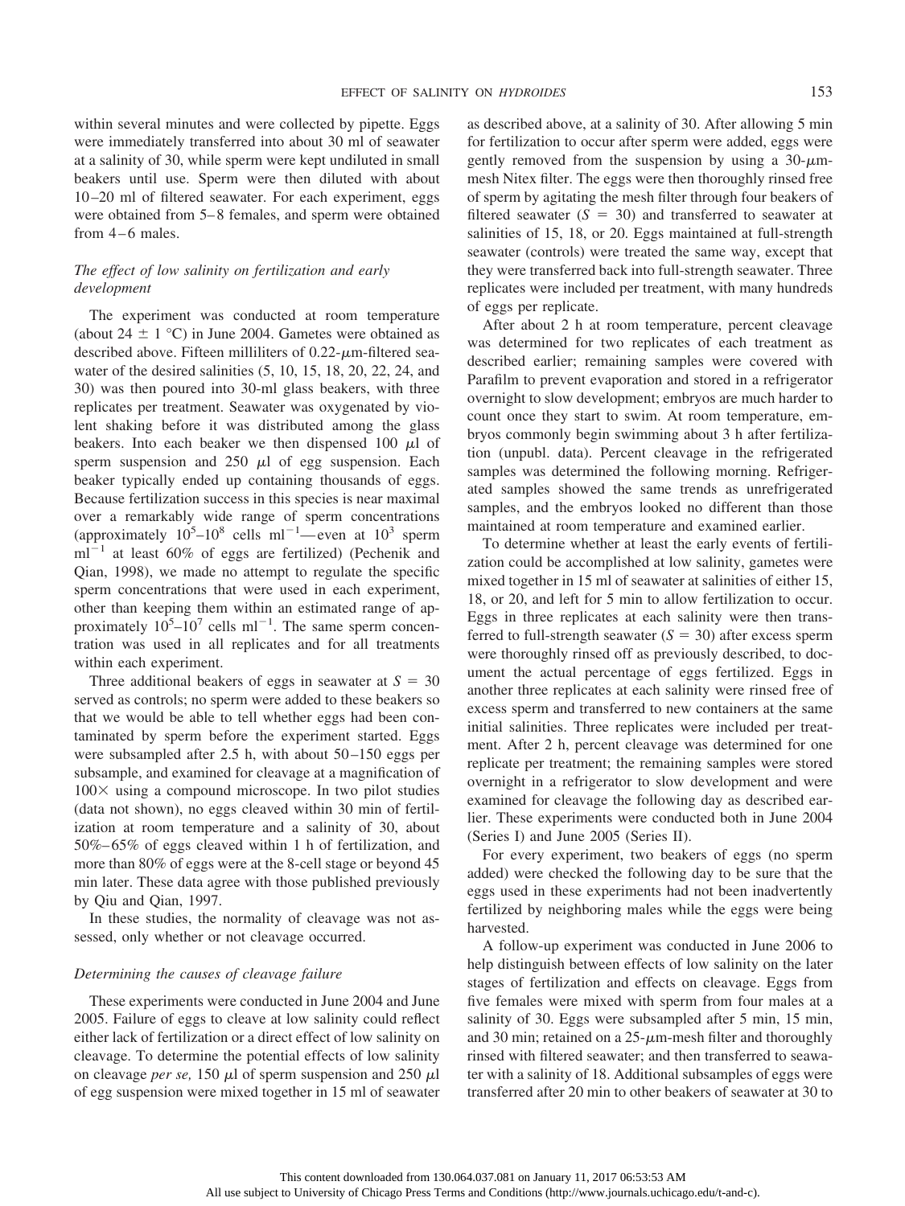within several minutes and were collected by pipette. Eggs were immediately transferred into about 30 ml of seawater at a salinity of 30, while sperm were kept undiluted in small beakers until use. Sperm were then diluted with about 10–20 ml of filtered seawater. For each experiment, eggs were obtained from 5–8 females, and sperm were obtained from 4–6 males.

### *The effect of low salinity on fertilization and early development*

The experiment was conducted at room temperature (about 24 ± 1 °C) in June 2004. Gametes were obtained as described above. Fifteen milliliters of 0.22-$\mu$m-filtered seawater of the desired salinities (5, 10, 15, 18, 20, 22, 24, and 30) was then poured into 30-ml glass beakers, with three replicates per treatment. Seawater was oxygenated by violent shaking before it was distributed among the glass beakers. Into each beaker we then dispensed 100 $\mu$l of sperm suspension and 250 $\mu$l of egg suspension. Each beaker typically ended up containing thousands of eggs. Because fertilization success in this species is near maximal over a remarkably wide range of sperm concentrations (approximately $10^5$–$10^8$ cells ml$^{-1}$—even at $10^3$ sperm ml$^{-1}$ at least 60% of eggs are fertilized) (Pechenik and Qian, 1998), we made no attempt to regulate the specific sperm concentrations that were used in each experiment, other than keeping them within an estimated range of approximately $10^5$–$10^7$ cells ml$^{-1}$. The same sperm concentration was used in all replicates and for all treatments within each experiment.

Three additional beakers of eggs in seawater at $S = 30$ served as controls; no sperm were added to these beakers so that we would be able to tell whether eggs had been contaminated by sperm before the experiment started. Eggs were subsampled after 2.5 h, with about 50–150 eggs per subsample, and examined for cleavage at a magnification of 100× using a compound microscope. In two pilot studies (data not shown), no eggs cleaved within 30 min of fertilization at room temperature and a salinity of 30, about 50%–65% of eggs cleaved within 1 h of fertilization, and more than 80% of eggs were at the 8-cell stage or beyond 45 min later. These data agree with those published previously by Qiu and Qian, 1997.

In these studies, the normality of cleavage was not assessed, only whether or not cleavage occurred.

### *Determining the causes of cleavage failure*

These experiments were conducted in June 2004 and June 2005. Failure of eggs to cleave at low salinity could reflect either lack of fertilization or a direct effect of low salinity on cleavage. To determine the potential effects of low salinity on cleavage *per se,* 150 $\mu$l of sperm suspension and 250 $\mu$l of egg suspension were mixed together in 15 ml of seawater as described above, at a salinity of 30. After allowing 5 min for fertilization to occur after sperm were added, eggs were gently removed from the suspension by using a 30-$\mu$m-mesh Nitex filter. The eggs were then thoroughly rinsed free of sperm by agitating the mesh filter through four beakers of filtered seawater ($S = 30$) and transferred to seawater at salinities of 15, 18, or 20. Eggs maintained at full-strength seawater (controls) were treated the same way, except that they were transferred back into full-strength seawater. Three replicates were included per treatment, with many hundreds of eggs per replicate.

After about 2 h at room temperature, percent cleavage was determined for two replicates of each treatment as described earlier; remaining samples were covered with Parafilm to prevent evaporation and stored in a refrigerator overnight to slow development; embryos are much harder to count once they start to swim. At room temperature, embryos commonly begin swimming about 3 h after fertilization (unpubl. data). Percent cleavage in the refrigerated samples was determined the following morning. Refrigerated samples showed the same trends as unrefrigerated samples, and the embryos looked no different than those maintained at room temperature and examined earlier.

To determine whether at least the early events of fertilization could be accomplished at low salinity, gametes were mixed together in 15 ml of seawater at salinities of either 15, 18, or 20, and left for 5 min to allow fertilization to occur. Eggs in three replicates at each salinity were then transferred to full-strength seawater ($S = 30$) after excess sperm were thoroughly rinsed off as previously described, to document the actual percentage of eggs fertilized. Eggs in another three replicates at each salinity were rinsed free of excess sperm and transferred to new containers at the same initial salinities. Three replicates were included per treatment. After 2 h, percent cleavage was determined for one replicate per treatment; the remaining samples were stored overnight in a refrigerator to slow development and were examined for cleavage the following day as described earlier. These experiments were conducted both in June 2004 (Series I) and June 2005 (Series II).

For every experiment, two beakers of eggs (no sperm added) were checked the following day to be sure that the eggs used in these experiments had not been inadvertently fertilized by neighboring males while the eggs were being harvested.

A follow-up experiment was conducted in June 2006 to help distinguish between effects of low salinity on the later stages of fertilization and effects on cleavage. Eggs from five females were mixed with sperm from four males at a salinity of 30. Eggs were subsampled after 5 min, 15 min, and 30 min; retained on a 25-$\mu$m-mesh filter and thoroughly rinsed with filtered seawater; and then transferred to seawater with a salinity of 18. Additional subsamples of eggs were transferred after 20 min to other beakers of seawater at 30 to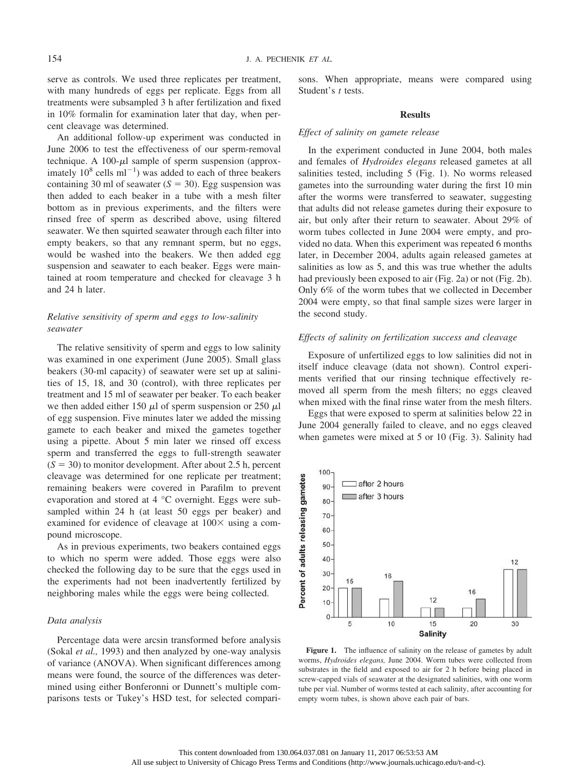serve as controls. We used three replicates per treatment, with many hundreds of eggs per replicate. Eggs from all treatments were subsampled 3 h after fertilization and fixed in 10% formalin for examination later that day, when percent cleavage was determined.

An additional follow-up experiment was conducted in June 2006 to test the effectiveness of our sperm-removal technique. A 100-$\mu$l sample of sperm suspension (approximately $10^8$ cells ml$^{-1}$) was added to each of three beakers containing 30 ml of seawater ($S = 30$). Egg suspension was then added to each beaker in a tube with a mesh filter bottom as in previous experiments, and the filters were rinsed free of sperm as described above, using filtered seawater. We then squirted seawater through each filter into empty beakers, so that any remnant sperm, but no eggs, would be washed into the beakers. We then added egg suspension and seawater to each beaker. Eggs were maintained at room temperature and checked for cleavage 3 h and 24 h later.

### *Relative sensitivity of sperm and eggs to low-salinity seawater*

The relative sensitivity of sperm and eggs to low salinity was examined in one experiment (June 2005). Small glass beakers (30-ml capacity) of seawater were set up at salinities of 15, 18, and 30 (control), with three replicates per treatment and 15 ml of seawater per beaker. To each beaker we then added either 150 $\mu$l of sperm suspension or 250 $\mu$l of egg suspension. Five minutes later we added the missing gamete to each beaker and mixed the gametes together using a pipette. About 5 min later we rinsed off excess sperm and transferred the eggs to full-strength seawater ($S = 30$) to monitor development. After about 2.5 h, percent cleavage was determined for one replicate per treatment; remaining beakers were covered in Parafilm to prevent evaporation and stored at 4 °C overnight. Eggs were subsampled within 24 h (at least 50 eggs per beaker) and examined for evidence of cleavage at 100× using a compound microscope.

As in previous experiments, two beakers contained eggs to which no sperm were added. Those eggs were also checked the following day to be sure that the eggs used in the experiments had not been inadvertently fertilized by neighboring males while the eggs were being collected.

### *Data analysis*

Percentage data were arcsin transformed before analysis (Sokal *et al.,* 1993) and then analyzed by one-way analysis of variance (ANOVA). When significant differences among means were found, the source of the differences was determined using either Bonferonni or Dunnett's multiple comparisons tests or Tukey's HSD test, for selected comparisons. When appropriate, means were compared using Student's *t* tests.

## Results

### *Effect of salinity on gamete release*

In the experiment conducted in June 2004, both males and females of *Hydroides elegans* released gametes at all salinities tested, including 5 (Fig. 1). No worms released gametes into the surrounding water during the first 10 min after the worms were transferred to seawater, suggesting that adults did not release gametes during their exposure to air, but only after their return to seawater. About 29% of worm tubes collected in June 2004 were empty, and provided no data. When this experiment was repeated 6 months later, in December 2004, adults again released gametes at salinities as low as 5, and this was true whether the adults had previously been exposed to air (Fig. 2a) or not (Fig. 2b). Only 6% of the worm tubes that we collected in December 2004 were empty, so that final sample sizes were larger in the second study.

### *Effects of salinity on fertilization success and cleavage*

Exposure of unfertilized eggs to low salinities did not in itself induce cleavage (data not shown). Control experiments verified that our rinsing technique effectively removed all sperm from the mesh filters; no eggs cleaved when mixed with the final rinse water from the mesh filters.

Eggs that were exposed to sperm at salinities below 22 in June 2004 generally failed to cleave, and no eggs cleaved when gametes were mixed at 5 or 10 (Fig. 3). Salinity had

**Figure 1.** The influence of salinity on the release of gametes by adult worms, *Hydroides elegans,* June 2004. Worm tubes were collected from substrates in the field and exposed to air for 2 h before being placed in screw-capped vials of seawater at the designated salinities, with one worm tube per vial. Number of worms tested at each salinity, after accounting for empty worm tubes, is shown above each pair of bars.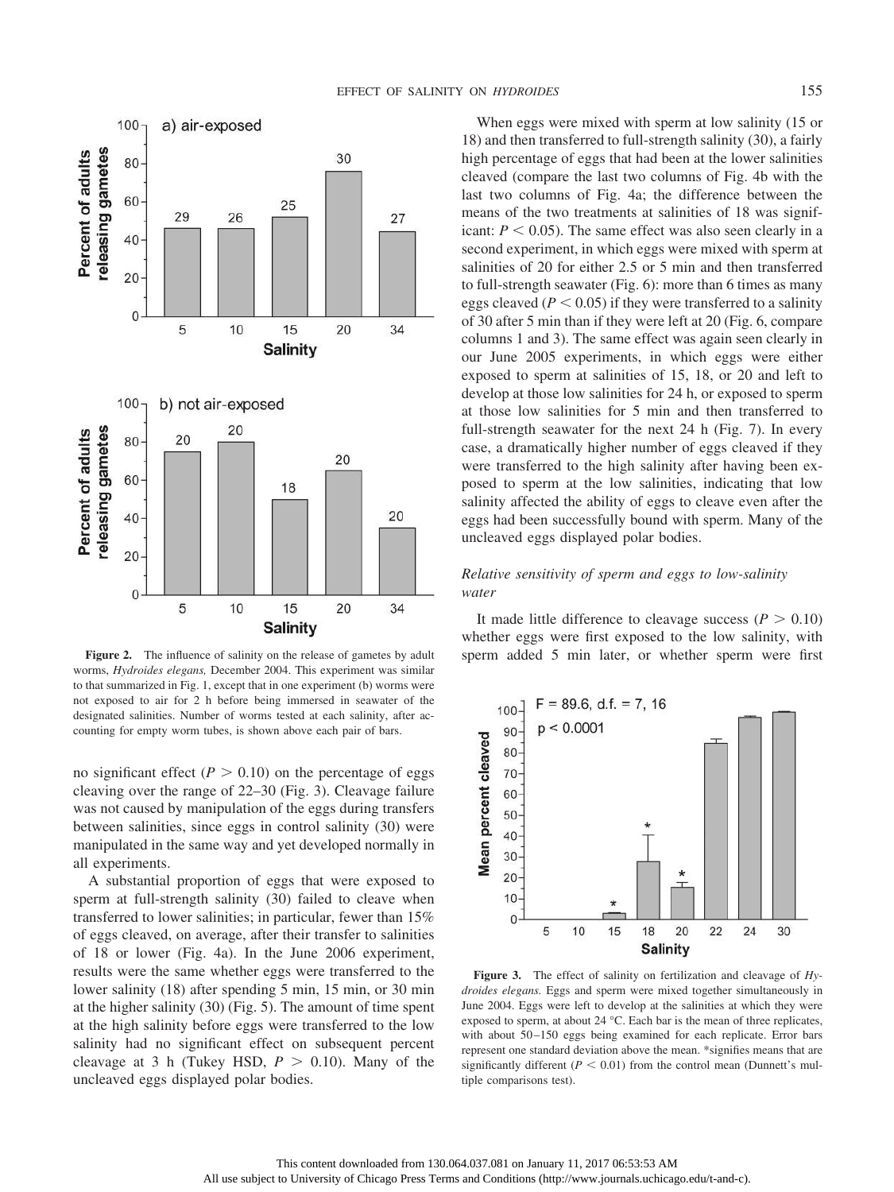**Figure 2.** The influence of salinity on the release of gametes by adult worms, *Hydroides elegans,* December 2004. This experiment was similar to that summarized in Fig. 1, except that in one experiment (b) worms were not exposed to air for 2 h before being immersed in seawater of the designated salinities. Number of worms tested at each salinity, after accounting for empty worm tubes, is shown above each pair of bars.

no significant effect ($P > 0.10$) on the percentage of eggs cleaving over the range of 22–30 (Fig. 3). Cleavage failure was not caused by manipulation of the eggs during transfers between salinities, since eggs in control salinity (30) were manipulated in the same way and yet developed normally in all experiments.

A substantial proportion of eggs that were exposed to sperm at full-strength salinity (30) failed to cleave when transferred to lower salinities; in particular, fewer than 15% of eggs cleaved, on average, after their transfer to salinities of 18 or lower (Fig. 4a). In the June 2006 experiment, results were the same whether eggs were transferred to the lower salinity (18) after spending 5 min, 15 min, or 30 min at the higher salinity (30) (Fig. 5). The amount of time spent at the high salinity before eggs were transferred to the low salinity had no significant effect on subsequent percent cleavage at 3 h (Tukey HSD, $P > 0.10$). Many of the uncleaved eggs displayed polar bodies.

When eggs were mixed with sperm at low salinity (15 or 18) and then transferred to full-strength salinity (30), a fairly high percentage of eggs that had been at the lower salinities cleaved (compare the last two columns of Fig. 4b with the last two columns of Fig. 4a; the difference between the means of the two treatments at salinities of 18 was significant: $P < 0.05$). The same effect was also seen clearly in a second experiment, in which eggs were mixed with sperm at salinities of 20 for either 2.5 or 5 min and then transferred to full-strength seawater (Fig. 6): more than 6 times as many eggs cleaved ($P < 0.05$) if they were transferred to a salinity of 30 after 5 min than if they were left at 20 (Fig. 6, compare columns 1 and 3). The same effect was again seen clearly in our June 2005 experiments, in which eggs were either exposed to sperm at salinities of 15, 18, or 20 and left to develop at those low salinities for 24 h, or exposed to sperm at those low salinities for 5 min and then transferred to full-strength seawater for the next 24 h (Fig. 7). In every case, a dramatically higher number of eggs cleaved if they were transferred to the high salinity after having been exposed to sperm at the low salinities, indicating that low salinity affected the ability of eggs to cleave even after the eggs had been successfully bound with sperm. Many of the uncleaved eggs displayed polar bodies.

### *Relative sensitivity of sperm and eggs to low-salinity water*

It made little difference to cleavage success ($P > 0.10$) whether eggs were first exposed to the low salinity, with sperm added 5 min later, or whether sperm were first

**Figure 3.** The effect of salinity on fertilization and cleavage of *Hydroides elegans.* Eggs and sperm were mixed together simultaneously in June 2004. Eggs were left to develop at the salinities at which they were exposed to sperm, at about 24 °C. Each bar is the mean of three replicates, with about 50–150 eggs being examined for each replicate. Error bars represent one standard deviation above the mean. *signifies means that are significantly different ($P < 0.01$) from the control mean (Dunnett's multiple comparisons test).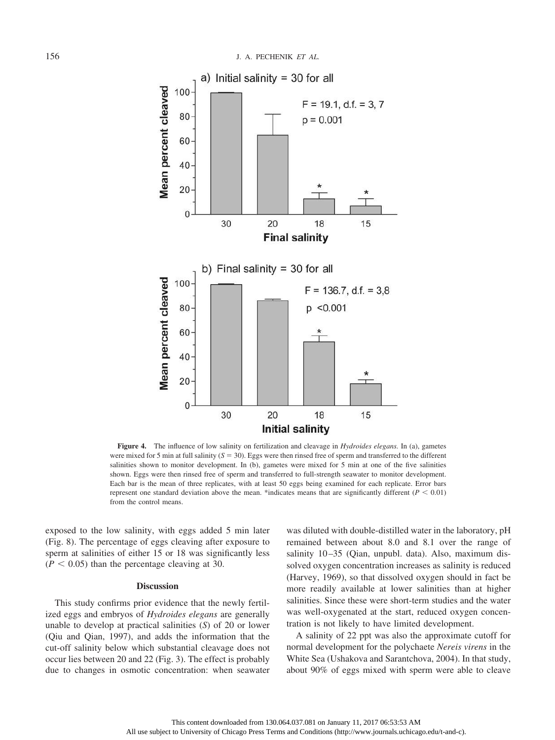**Figure 4.** The influence of low salinity on fertilization and cleavage in *Hydroides elegans.* In (a), gametes were mixed for 5 min at full salinity ($S = 30$). Eggs were then rinsed free of sperm and transferred to the different salinities shown to monitor development. In (b), gametes were mixed for 5 min at one of the five salinities shown. Eggs were then rinsed free of sperm and transferred to full-strength seawater to monitor development. Each bar is the mean of three replicates, with at least 50 eggs being examined for each replicate. Error bars represent one standard deviation above the mean. *indicates means that are significantly different ($P < 0.01$) from the control means.

exposed to the low salinity, with eggs added 5 min later (Fig. 8). The percentage of eggs cleaving after exposure to sperm at salinities of either 15 or 18 was significantly less ($P < 0.05$) than the percentage cleaving at 30.

## Discussion

This study confirms prior evidence that the newly fertilized eggs and embryos of *Hydroides elegans* are generally unable to develop at practical salinities ($S$) of 20 or lower (Qiu and Qian, 1997), and adds the information that the cut-off salinity below which substantial cleavage does not occur lies between 20 and 22 (Fig. 3). The effect is probably due to changes in osmotic concentration: when seawater was diluted with double-distilled water in the laboratory, pH remained between about 8.0 and 8.1 over the range of salinity 10–35 (Qian, unpubl. data). Also, maximum dissolved oxygen concentration increases as salinity is reduced (Harvey, 1969), so that dissolved oxygen should in fact be more readily available at lower salinities than at higher salinities. Since these were short-term studies and the water was well-oxygenated at the start, reduced oxygen concentration is not likely to have limited development.

A salinity of 22 ppt was also the approximate cutoff for normal development for the polychaete *Nereis virens* in the White Sea (Ushakova and Sarantchova, 2004). In that study, about 90% of eggs mixed with sperm were able to cleave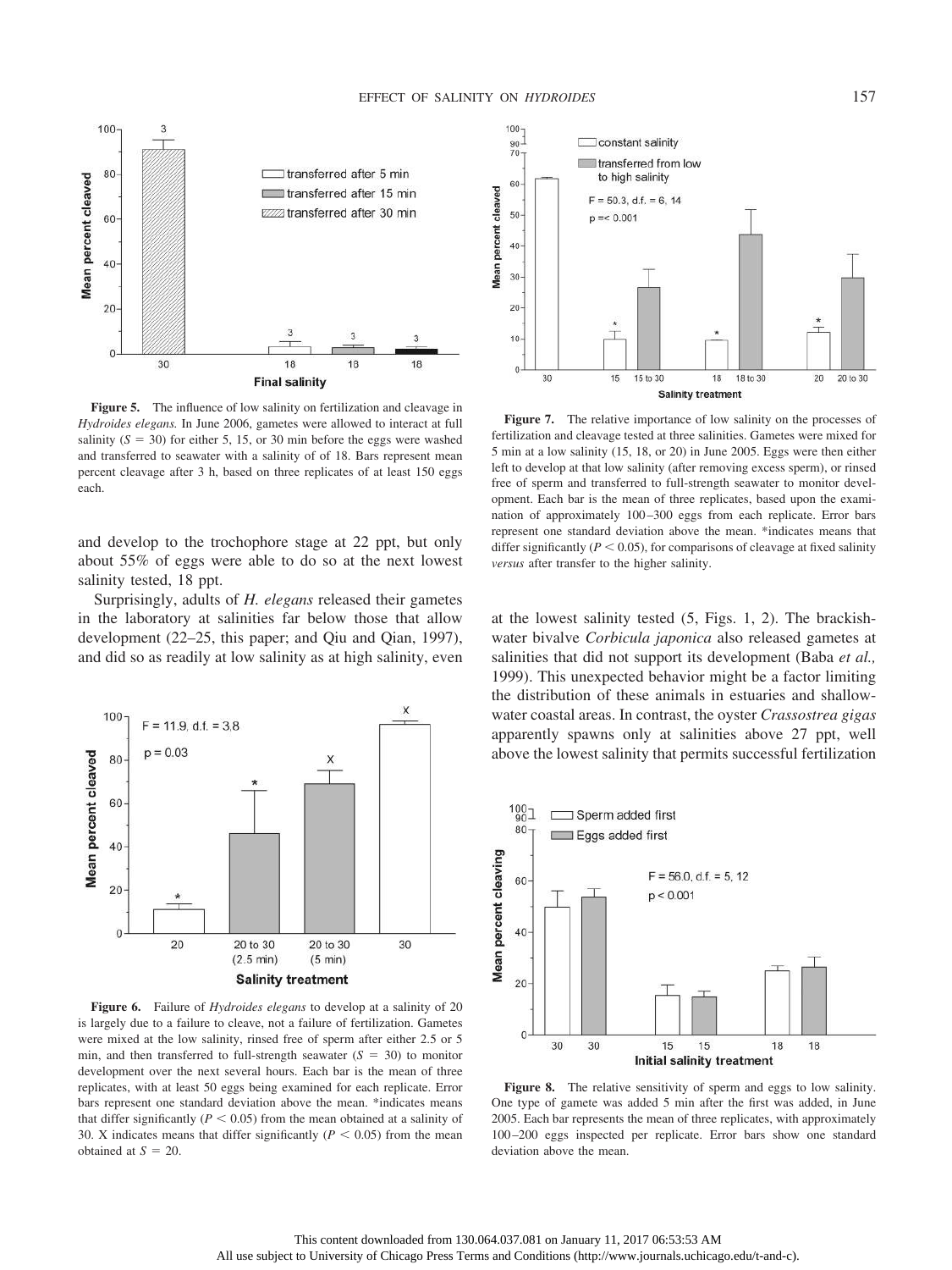**Figure 5.** The influence of low salinity on fertilization and cleavage in *Hydroides elegans.* In June 2006, gametes were allowed to interact at full salinity ($S = 30$) for either 5, 15, or 30 min before the eggs were washed and transferred to seawater with a salinity of of 18. Bars represent mean percent cleavage after 3 h, based on three replicates of at least 150 eggs each.

**Figure 7.** The relative importance of low salinity on the processes of fertilization and cleavage tested at three salinities. Gametes were mixed for 5 min at a low salinity (15, 18, or 20) in June 2005. Eggs were then either left to develop at that low salinity (after removing excess sperm), or rinsed free of sperm and transferred to full-strength seawater to monitor development. Each bar is the mean of three replicates, based upon the examination of approximately 100–300 eggs from each replicate. Error bars represent one standard deviation above the mean. *indicates means that differ significantly ($P < 0.05$), for comparisons of cleavage at fixed salinity *versus* after transfer to the higher salinity.

and develop to the trochophore stage at 22 ppt, but only about 55% of eggs were able to do so at the next lowest salinity tested, 18 ppt.

Surprisingly, adults of *H. elegans* released their gametes in the laboratory at salinities far below those that allow development (22–25, this paper; and Qiu and Qian, 1997), and did so as readily at low salinity as at high salinity, even at the lowest salinity tested (5, Figs. 1, 2). The brackish-water bivalve *Corbicula japonica* also released gametes at salinities that did not support its development (Baba *et al.,* 1999). This unexpected behavior might be a factor limiting the distribution of these animals in estuaries and shallow-water coastal areas. In contrast, the oyster *Crassostrea gigas* apparently spawns only at salinities above 27 ppt, well above the lowest salinity that permits successful fertilization

**Figure 6.** Failure of *Hydroides elegans* to develop at a salinity of 20 is largely due to a failure to cleave, not a failure of fertilization. Gametes were mixed at the low salinity, rinsed free of sperm after either 2.5 or 5 min, and then transferred to full-strength seawater ($S = 30$) to monitor development over the next several hours. Each bar is the mean of three replicates, with at least 50 eggs being examined for each replicate. Error bars represent one standard deviation above the mean. *indicates means that differ significantly ($P < 0.05$) from the mean obtained at a salinity of 30. X indicates means that differ significantly ($P < 0.05$) from the mean obtained at $S = 20$.

**Figure 8.** The relative sensitivity of sperm and eggs to low salinity. One type of gamete was added 5 min after the first was added, in June 2005. Each bar represents the mean of three replicates, with approximately 100–200 eggs inspected per replicate. Error bars show one standard deviation above the mean.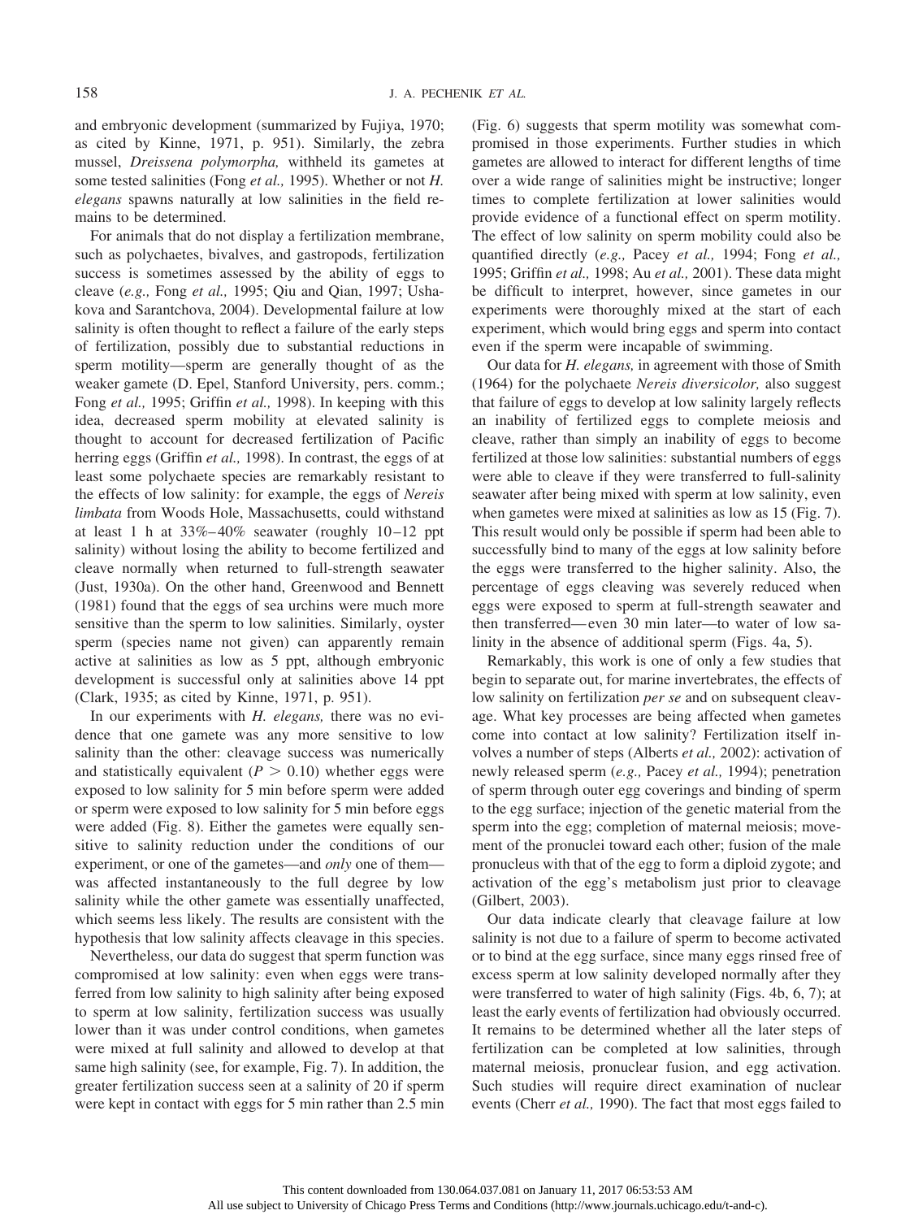and embryonic development (summarized by Fujiya, 1970; as cited by Kinne, 1971, p. 951). Similarly, the zebra mussel, *Dreissena polymorpha,* withheld its gametes at some tested salinities (Fong *et al.,* 1995). Whether or not *H. elegans* spawns naturally at low salinities in the field remains to be determined.

For animals that do not display a fertilization membrane, such as polychaetes, bivalves, and gastropods, fertilization success is sometimes assessed by the ability of eggs to cleave (*e.g.,* Fong *et al.,* 1995; Qiu and Qian, 1997; Ushakova and Sarantchova, 2004). Developmental failure at low salinity is often thought to reflect a failure of the early steps of fertilization, possibly due to substantial reductions in sperm motility—sperm are generally thought of as the weaker gamete (D. Epel, Stanford University, pers. comm.; Fong *et al.,* 1995; Griffin *et al.,* 1998). In keeping with this idea, decreased sperm mobility at elevated salinity is thought to account for decreased fertilization of Pacific herring eggs (Griffin *et al.,* 1998). In contrast, the eggs of at least some polychaete species are remarkably resistant to the effects of low salinity: for example, the eggs of *Nereis limbata* from Woods Hole, Massachusetts, could withstand at least 1 h at 33%–40% seawater (roughly 10–12 ppt salinity) without losing the ability to become fertilized and cleave normally when returned to full-strength seawater (Just, 1930a). On the other hand, Greenwood and Bennett (1981) found that the eggs of sea urchins were much more sensitive than the sperm to low salinities. Similarly, oyster sperm (species name not given) can apparently remain active at salinities as low as 5 ppt, although embryonic development is successful only at salinities above 14 ppt (Clark, 1935; as cited by Kinne, 1971, p. 951).

In our experiments with *H. elegans,* there was no evidence that one gamete was any more sensitive to low salinity than the other: cleavage success was numerically and statistically equivalent ($P > 0.10$) whether eggs were exposed to low salinity for 5 min before sperm were added or sperm were exposed to low salinity for 5 min before eggs were added (Fig. 8). Either the gametes were equally sensitive to salinity reduction under the conditions of our experiment, or one of the gametes—and *only* one of them—was affected instantaneously to the full degree by low salinity while the other gamete was essentially unaffected, which seems less likely. The results are consistent with the hypothesis that low salinity affects cleavage in this species.

Nevertheless, our data do suggest that sperm function was compromised at low salinity: even when eggs were transferred from low salinity to high salinity after being exposed to sperm at low salinity, fertilization success was usually lower than it was under control conditions, when gametes were mixed at full salinity and allowed to develop at that same high salinity (see, for example, Fig. 7). In addition, the greater fertilization success seen at a salinity of 20 if sperm were kept in contact with eggs for 5 min rather than 2.5 min (Fig. 6) suggests that sperm motility was somewhat compromised in those experiments. Further studies in which gametes are allowed to interact for different lengths of time over a wide range of salinities might be instructive; longer times to complete fertilization at lower salinities would provide evidence of a functional effect on sperm motility. The effect of low salinity on sperm mobility could also be quantified directly (*e.g.,* Pacey *et al.,* 1994; Fong *et al.,* 1995; Griffin *et al.,* 1998; Au *et al.,* 2001). These data might be difficult to interpret, however, since gametes in our experiments were thoroughly mixed at the start of each experiment, which would bring eggs and sperm into contact even if the sperm were incapable of swimming.

Our data for *H. elegans,* in agreement with those of Smith (1964) for the polychaete *Nereis diversicolor,* also suggest that failure of eggs to develop at low salinity largely reflects an inability of fertilized eggs to complete meiosis and cleave, rather than simply an inability of eggs to become fertilized at those low salinities: substantial numbers of eggs were able to cleave if they were transferred to full-salinity seawater after being mixed with sperm at low salinity, even when gametes were mixed at salinities as low as 15 (Fig. 7). This result would only be possible if sperm had been able to successfully bind to many of the eggs at low salinity before the eggs were transferred to the higher salinity. Also, the percentage of eggs cleaving was severely reduced when eggs were exposed to sperm at full-strength seawater and then transferred—even 30 min later—to water of low salinity in the absence of additional sperm (Figs. 4a, 5).

Remarkably, this work is one of only a few studies that begin to separate out, for marine invertebrates, the effects of low salinity on fertilization *per se* and on subsequent cleavage. What key processes are being affected when gametes come into contact at low salinity? Fertilization itself involves a number of steps (Alberts *et al.,* 2002): activation of newly released sperm (*e.g.,* Pacey *et al.,* 1994); penetration of sperm through outer egg coverings and binding of sperm to the egg surface; injection of the genetic material from the sperm into the egg; completion of maternal meiosis; movement of the pronuclei toward each other; fusion of the male pronucleus with that of the egg to form a diploid zygote; and activation of the egg's metabolism just prior to cleavage (Gilbert, 2003).

Our data indicate clearly that cleavage failure at low salinity is not due to a failure of sperm to become activated or to bind at the egg surface, since many eggs rinsed free of excess sperm at low salinity developed normally after they were transferred to water of high salinity (Figs. 4b, 6, 7); at least the early events of fertilization had obviously occurred. It remains to be determined whether all the later steps of fertilization can be completed at low salinities, through maternal meiosis, pronuclear fusion, and egg activation. Such studies will require direct examination of nuclear events (Cherr *et al.,* 1990). The fact that most eggs failed to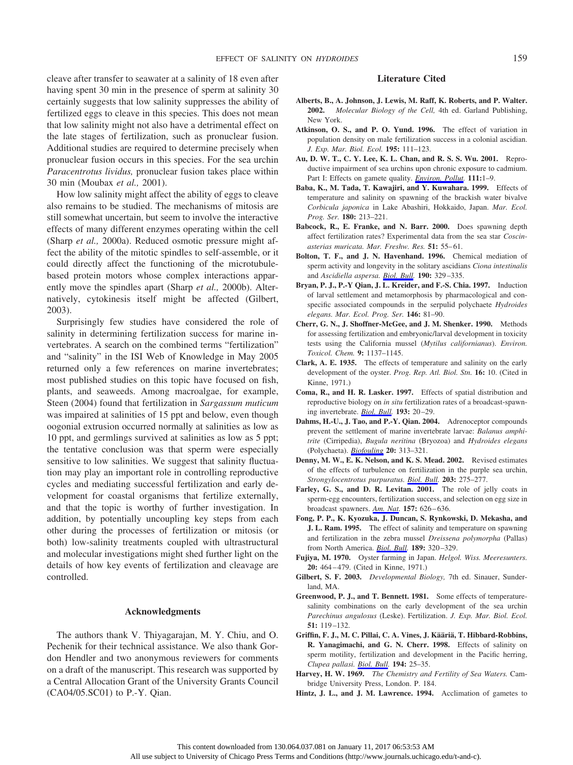cleave after transfer to seawater at a salinity of 18 even after having spent 30 min in the presence of sperm at salinity 30 certainly suggests that low salinity suppresses the ability of fertilized eggs to cleave in this species. This does not mean that low salinity might not also have a detrimental effect on the late stages of fertilization, such as pronuclear fusion. Additional studies are required to determine precisely when pronuclear fusion occurs in this species. For the sea urchin *Paracentrotus lividus,* pronuclear fusion takes place within 30 min (Moubax *et al.,* 2001).

How low salinity might affect the ability of eggs to cleave also remains to be studied. The mechanisms of mitosis are still somewhat uncertain, but seem to involve the interactive effects of many different enzymes operating within the cell (Sharp *et al.,* 2000a). Reduced osmotic pressure might affect the ability of the mitotic spindles to self-assemble, or it could directly affect the functioning of the microtubule-based protein motors whose complex interactions apparently move the spindles apart (Sharp *et al.,* 2000b). Alternatively, cytokinesis itself might be affected (Gilbert, 2003).

Surprisingly few studies have considered the role of salinity in determining fertilization success for marine invertebrates. A search on the combined terms "fertilization" and "salinity" in the ISI Web of Knowledge in May 2005 returned only a few references on marine invertebrates; most published studies on this topic have focused on fish, plants, and seaweeds. Among macroalgae, for example, Steen (2004) found that fertilization in *Sargassum muticum* was impaired at salinities of 15 ppt and below, even though oogonial extrusion occurred normally at salinities as low as 10 ppt, and germlings survived at salinities as low as 5 ppt; the tentative conclusion was that sperm were especially sensitive to low salinities. We suggest that salinity fluctuation may play an important role in controlling reproductive cycles and mediating successful fertilization and early development for coastal organisms that fertilize externally, and that the topic is worthy of further investigation. In addition, by potentially uncoupling key steps from each other during the processes of fertilization or mitosis (or both) low-salinity treatments coupled with ultrastructural and molecular investigations might shed further light on the details of how key events of fertilization and cleavage are controlled.

## Acknowledgments

The authors thank V. Thiyagarajan, M. Y. Chiu, and O. Pechenik for their technical assistance. We also thank Gordon Hendler and two anonymous reviewers for comments on a draft of the manuscript. This research was supported by a Central Allocation Grant of the University Grants Council (CA04/05.SC01) to P.-Y. Qian.

## Literature Cited

**Alberts, B., A. Johnson, J. Lewis, M. Raff, K. Roberts, and P. Walter. 2002.** *Molecular Biology of the Cell,* 4th ed. Garland Publishing, New York.

**Atkinson, O. S., and P. O. Yund. 1996.** The effect of variation in population density on male fertilization success in a colonial ascidian. *J. Exp. Mar. Biol. Ecol.* **195:** 111–123.

**Au, D. W. T., C. Y. Lee, K. L. Chan, and R. S. S. Wu. 2001.** Reproductive impairment of sea urchins upon chronic exposure to cadmium. Part I: Effects on gamete quality. *Environ. Pollut.* **111:**1–9.

**Baba, K., M. Tada, T. Kawajiri, and Y. Kuwahara. 1999.** Effects of temperature and salinity on spawning of the brackish water bivalve *Corbicula japonica* in Lake Abashiri, Hokkaido, Japan. *Mar. Ecol. Prog. Ser.* **180:** 213–221.

**Babcock, R., E. Franke, and N. Barr. 2000.** Does spawning depth affect fertilization rates? Experimental data from the sea star *Coscinasterias muricata. Mar. Freshw. Res.* **51:** 55–61.

**Bolton, T. F., and J. N. Havenhand. 1996.** Chemical mediation of sperm activity and longevity in the solitary ascidians *Ciona intestinalis* and *Ascidiella aspersa. Biol. Bull.* **190:** 329–335.

**Bryan, P. J., P.-Y Qian, J. L. Kreider, and F.-S. Chia. 1997.** Induction of larval settlement and metamorphosis by pharmacological and conspecific associated compounds in the serpulid polychaete *Hydroides elegans. Mar. Ecol. Prog. Ser.* **146:** 81–90.

**Cherr, G. N., J. Shoffner-McGee, and J. M. Shenker. 1990.** Methods for assessing fertilization and embryonic/larval development in toxicity tests using the California mussel (*Mytilus californianus*). *Environ. Toxicol. Chem.* **9:** 1137–1145.

**Clark, A. E. 1935.** The effects of temperature and salinity on the early development of the oyster. *Prog. Rep. Atl. Biol. Stn.* **16:** 10. (Cited in Kinne, 1971.)

**Coma, R., and H. R. Lasker. 1997.** Effects of spatial distribution and reproductive biology on *in situ* fertilization rates of a broadcast-spawning invertebrate. *Biol. Bull.* **193:** 20–29.

**Dahms, H.-U., J. Tao, and P.-Y. Qian. 2004.** Adrenoceptor compounds prevent the settlement of marine invertebrate larvae: *Balanus amphitrite* (Cirripedia), *Bugula neritina* (Bryozoa) and *Hydroides elegans* (Polychaeta). *Biofouling* **20:** 313–321.

**Denny, M. W., E. K. Nelson, and K. S. Mead. 2002.** Revised estimates of the effects of turbulence on fertilization in the purple sea urchin, *Strongylocentrotus purpuratus. Biol. Bull.* **203:** 275–277.

**Farley, G. S., and D. R. Levitan. 2001.** The role of jelly coats in sperm-egg encounters, fertilization success, and the selection on egg size in broadcast spawners. *Am. Nat.* **157:** 626–636.

**Fong, P. P., K. Kyozuka, J. Duncan, S. Rynkowski, D. Mekasha, and J. L. Ram. 1995.** The effect of salinity and temperature on spawning and fertilization in the zebra mussel *Dreissena polymorpha* (Pallas) from North America. *Biol. Bull.* **189:** 320–329.

**Fujiya, M. 1970.** Oyster farming in Japan. *Helgol. Wiss. Meeresunters.* **20:** 464–479. (Cited in Kinne, 1971.)

**Gilbert, S. F. 2003.** *Developmental Biology,* 7th ed. Sinauer, Sunderland, MA.

**Greenwood, P. J., and T. Bennett. 1981.** Some effects of temperature-salinity combinations on the early development of the sea urchin *Parechinus angulosus* (Leske). Fertilization. *J. Exp. Mar. Biol. Ecol.* **51:** 119–132.

**Griffin, F. J., M. C. Pillai, C. A. Vines, J. Kääriä, T. Hibbard-Robbins, R. Yanagimachi, and G. N. Cherr. 1998.** Effects of salinity on sperm motility, fertilization and development in the Pacific herring, *Clupea pallasi. Biol. Bull.* **194:** 25–35.

**Harvey, H. W. 1969.** *The Chemistry and Fertility of Sea Waters.* Cambridge University Press, London. P. 184.

**Hintz, J. L., and J. M. Lawrence. 1994.** Acclimation of gametes to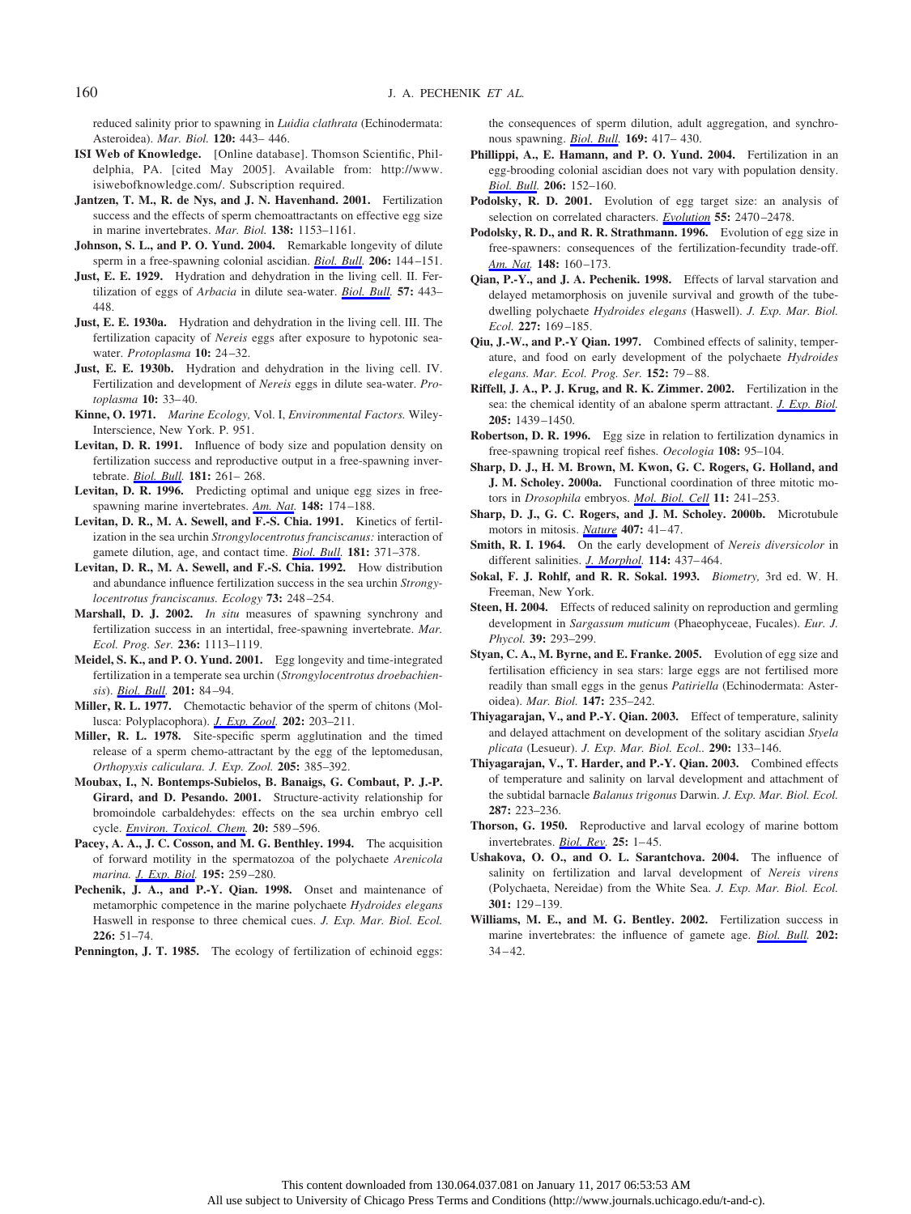reduced salinity prior to spawning in *Luidia clathrata* (Echinodermata: Asteroidea). *Mar. Biol.* **120:** 443– 446.

**ISI Web of Knowledge.** [Online database]. Thomson Scientific, Phildelphia, PA. [cited May 2005]. Available from: http://www.isiwebofknowledge.com/. Subscription required.

**Jantzen, T. M., R. de Nys, and J. N. Havenhand. 2001.** Fertilization success and the effects of sperm chemoattractants on effective egg size in marine invertebrates. *Mar. Biol.* **138:** 1153–1161.

**Johnson, S. L., and P. O. Yund. 2004.** Remarkable longevity of dilute sperm in a free-spawning colonial ascidian. *Biol. Bull.* **206:** 144–151.

**Just, E. E. 1929.** Hydration and dehydration in the living cell. II. Fertilization of eggs of *Arbacia* in dilute sea-water. *Biol. Bull.* **57:** 443–448.

**Just, E. E. 1930a.** Hydration and dehydration in the living cell. III. The fertilization capacity of *Nereis* eggs after exposure to hypotonic seawater. *Protoplasma* **10:** 24–32.

**Just, E. E. 1930b.** Hydration and dehydration in the living cell. IV. Fertilization and development of *Nereis* eggs in dilute sea-water. *Protoplasma* **10:** 33–40.

**Kinne, O. 1971.** *Marine Ecology,* Vol. I, *Environmental Factors.* Wiley-Interscience, New York. P. 951.

**Levitan, D. R. 1991.** Influence of body size and population density on fertilization success and reproductive output in a free-spawning invertebrate. *Biol. Bull.* **181:** 261– 268.

**Levitan, D. R. 1996.** Predicting optimal and unique egg sizes in free-spawning marine invertebrates. *Am. Nat.* **148:** 174–188.

**Levitan, D. R., M. A. Sewell, and F.-S. Chia. 1991.** Kinetics of fertilization in the sea urchin *Strongylocentrotus franciscanus:* interaction of gamete dilution, age, and contact time. *Biol. Bull.* **181:** 371–378.

**Levitan, D. R., M. A. Sewell, and F.-S. Chia. 1992.** How distribution and abundance influence fertilization success in the sea urchin *Strongylocentrotus franciscanus. Ecology* **73:** 248–254.

**Marshall, D. J. 2002.** *In situ* measures of spawning synchrony and fertilization success in an intertidal, free-spawning invertebrate. *Mar. Ecol. Prog. Ser.* **236:** 1113–1119.

**Meidel, S. K., and P. O. Yund. 2001.** Egg longevity and time-integrated fertilization in a temperate sea urchin (*Strongylocentrotus droebachiensis*). *Biol. Bull.* **201:** 84–94.

**Miller, R. L. 1977.** Chemotactic behavior of the sperm of chitons (Mollusca: Polyplacophora). *J. Exp. Zool.* **202:** 203–211.

**Miller, R. L. 1978.** Site-specific sperm agglutination and the timed release of a sperm chemo-attractant by the egg of the leptomedusan, *Orthopyxis caliculara. J. Exp. Zool.* **205:** 385–392.

**Moubax, I., N. Bontemps-Subielos, B. Banaigs, G. Combaut, P. J.-P. Girard, and D. Pesando. 2001.** Structure-activity relationship for bromoindole carbaldehydes: effects on the sea urchin embryo cell cycle. *Environ. Toxicol. Chem.* **20:** 589–596.

**Pacey, A. A., J. C. Cosson, and M. G. Benthley. 1994.** The acquisition of forward motility in the spermatozoa of the polychaete *Arenicola marina. J. Exp. Biol.* **195:** 259–280.

**Pechenik, J. A., and P.-Y. Qian. 1998.** Onset and maintenance of metamorphic competence in the marine polychaete *Hydroides elegans* Haswell in response to three chemical cues. *J. Exp. Mar. Biol. Ecol.* **226:** 51–74.

**Pennington, J. T. 1985.** The ecology of fertilization of echinoid eggs: the consequences of sperm dilution, adult aggregation, and synchronous spawning. *Biol. Bull.* **169:** 417– 430.

**Phillippi, A., E. Hamann, and P. O. Yund. 2004.** Fertilization in an egg-brooding colonial ascidian does not vary with population density. *Biol. Bull.* **206:** 152–160.

**Podolsky, R. D. 2001.** Evolution of egg target size: an analysis of selection on correlated characters. *Evolution* **55:** 2470–2478.

**Podolsky, R. D., and R. R. Strathmann. 1996.** Evolution of egg size in free-spawners: consequences of the fertilization-fecundity trade-off. *Am. Nat.* **148:** 160–173.

**Qian, P.-Y., and J. A. Pechenik. 1998.** Effects of larval starvation and delayed metamorphosis on juvenile survival and growth of the tube-dwelling polychaete *Hydroides elegans* (Haswell). *J. Exp. Mar. Biol. Ecol.* **227:** 169–185.

**Qiu, J.-W., and P.-Y Qian. 1997.** Combined effects of salinity, temperature, and food on early development of the polychaete *Hydroides elegans. Mar. Ecol. Prog. Ser.* **152:** 79–88.

**Riffell, J. A., P. J. Krug, and R. K. Zimmer. 2002.** Fertilization in the sea: the chemical identity of an abalone sperm attractant. *J. Exp. Biol.* **205:** 1439–1450.

**Robertson, D. R. 1996.** Egg size in relation to fertilization dynamics in free-spawning tropical reef fishes. *Oecologia* **108:** 95–104.

**Sharp, D. J., H. M. Brown, M. Kwon, G. C. Rogers, G. Holland, and J. M. Scholey. 2000a.** Functional coordination of three mitotic motors in *Drosophila* embryos. *Mol. Biol. Cell* **11:** 241–253.

**Sharp, D. J., G. C. Rogers, and J. M. Scholey. 2000b.** Microtubule motors in mitosis. *Nature* **407:** 41– 47.

**Smith, R. I. 1964.** On the early development of *Nereis diversicolor* in different salinities. *J. Morphol.* **114:** 437– 464.

**Sokal, F. J. Rohlf, and R. R. Sokal. 1993.** *Biometry,* 3rd ed. W. H. Freeman, New York.

**Steen, H. 2004.** Effects of reduced salinity on reproduction and germling development in *Sargassum muticum* (Phaeophyceae, Fucales). *Eur. J. Phycol.* **39:** 293–299.

**Styan, C. A., M. Byrne, and E. Franke. 2005.** Evolution of egg size and fertilisation efficiency in sea stars: large eggs are not fertilised more readily than small eggs in the genus *Patiriella* (Echinodermata: Asteroidea). *Mar. Biol.* **147:** 235–242.

**Thiyagarajan, V., and P.-Y. Qian. 2003.** Effect of temperature, salinity and delayed attachment on development of the solitary ascidian *Styela plicata* (Lesueur). *J. Exp. Mar. Biol. Ecol..* **290:** 133–146.

**Thiyagarajan, V., T. Harder, and P.-Y. Qian. 2003.** Combined effects of temperature and salinity on larval development and attachment of the subtidal barnacle *Balanus trigonus* Darwin. *J. Exp. Mar. Biol. Ecol.* **287:** 223–236.

**Thorson, G. 1950.** Reproductive and larval ecology of marine bottom invertebrates. *Biol. Rev.* **25:** 1–45.

**Ushakova, O. O., and O. L. Sarantchova. 2004.** The influence of salinity on fertilization and larval development of *Nereis virens* (Polychaeta, Nereidae) from the White Sea. *J. Exp. Mar. Biol. Ecol.* **301:** 129–139.

**Williams, M. E., and M. G. Bentley. 2002.** Fertilization success in marine invertebrates: the influence of gamete age. *Biol. Bull.* **202:** 34–42.